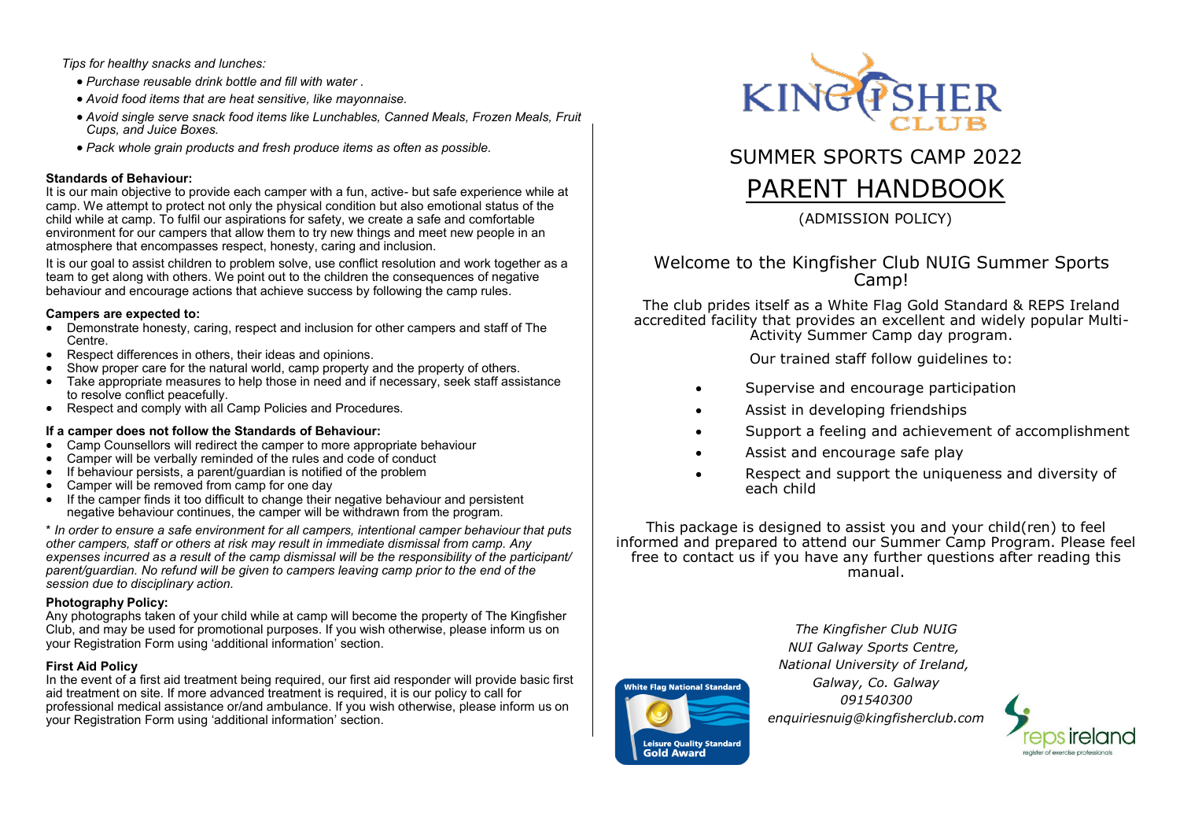*Tips for healthy snacks and lunches:*

- *Purchase reusable drink bottle and fill with water .*
- *Avoid food items that are heat sensitive, like mayonnaise.*
- *Avoid single serve snack food items like Lunchables, Canned Meals, Frozen Meals, Fruit Cups, and Juice Boxes.*
- *Pack whole grain products and fresh produce items as often as possible.*

**Standards of Behaviour:**

It is our main objective to provide each camper with a fun, active- but safe experience while at camp. We attempt to protect not only the physical condition but also emotional status of the child while at camp. To fulfil our aspirations for safety, we create a safe and comfortable environment for our campers that allow them to try new things and meet new people in an atmosphere that encompasses respect, honesty, caring and inclusion.

It is our goal to assist children to problem solve, use conflict resolution and work together as a team to get along with others. We point out to the children the consequences of negative behaviour and encourage actions that achieve success by following the camp rules.

**Campers are expected to:**

- Demonstrate honesty, caring, respect and inclusion for other campers and staff of The Centre.
- Respect differences in others, their ideas and opinions.
- Show proper care for the natural world, camp property and the property of others.
- Take appropriate measures to help those in need and if necessary, seek staff assistance to resolve conflict peacefully.
- Respect and comply with all Camp Policies and Procedures.

**If a camper does not follow the Standards of Behaviour:**

- Camp Counsellors will redirect the camper to more appropriate behaviour
- Camper will be verbally reminded of the rules and code of conduct
- If behaviour persists, a parent/guardian is notified of the problem
- Camper will be removed from camp for one day
- If the camper finds it too difficult to change their negative behaviour and persistent negative behaviour continues, the camper will be withdrawn from the program.

\* *In order to ensure a safe environment for all campers, intentional camper behaviour that puts other campers, staff or others at risk may result in immediate dismissal from camp. Any expenses incurred as a result of the camp dismissal will be the responsibility of the participant/ parent/guardian. No refund will be given to campers leaving camp prior to the end of the session due to disciplinary action.*

**Photography Policy:**

Any photographs taken of your child while at camp will become the property of The Kingfisher Club, and may be used for promotional purposes. If you wish otherwise, please inform us on your Registration Form using 'additional information' section.

**First Aid Policy**

In the event of a first aid treatment being required, our first aid responder will provide basic first aid treatment on site. If more advanced treatment is required, it is our policy to call for professional medical assistance or/and ambulance. If you wish otherwise, please inform us on your Registration Form using 'additional information' section.

KINGFISHER CLUB

# SUMMER SPORTS CAMP 2022

# PARENT HANDBOOK

(ADMISSION POLICY)

## Welcome to the Kingfisher Club NUIG Summer Sports Camp!

The club prides itself as a White Flag Gold Standard & REPS Ireland accredited facility that provides an excellent and widely popular Multi-Activity Summer Camp day program.

Our trained staff follow guidelines to:

- Supervise and encourage participation
- Assist in developing friendships
- Support a feeling and achievement of accomplishment
- Assist and encourage safe play
- Respect and support the uniqueness and diversity of each child

This package is designed to assist you and your child(ren) to feel informed and prepared to attend our Summer Camp Program. Please feel free to contact us if you have any further questions after reading this manual.

*The Kingfisher Club NUIG*
*NUI Galway Sports Centre,*
*National University of Ireland,*
*Galway, Co. Galway*
*091540300*
*enquiriesnuig@kingfisherclub.com*

White Flag National Standard
Leisure Quality Standard
Gold Award

reps ireland
register of exercise professionals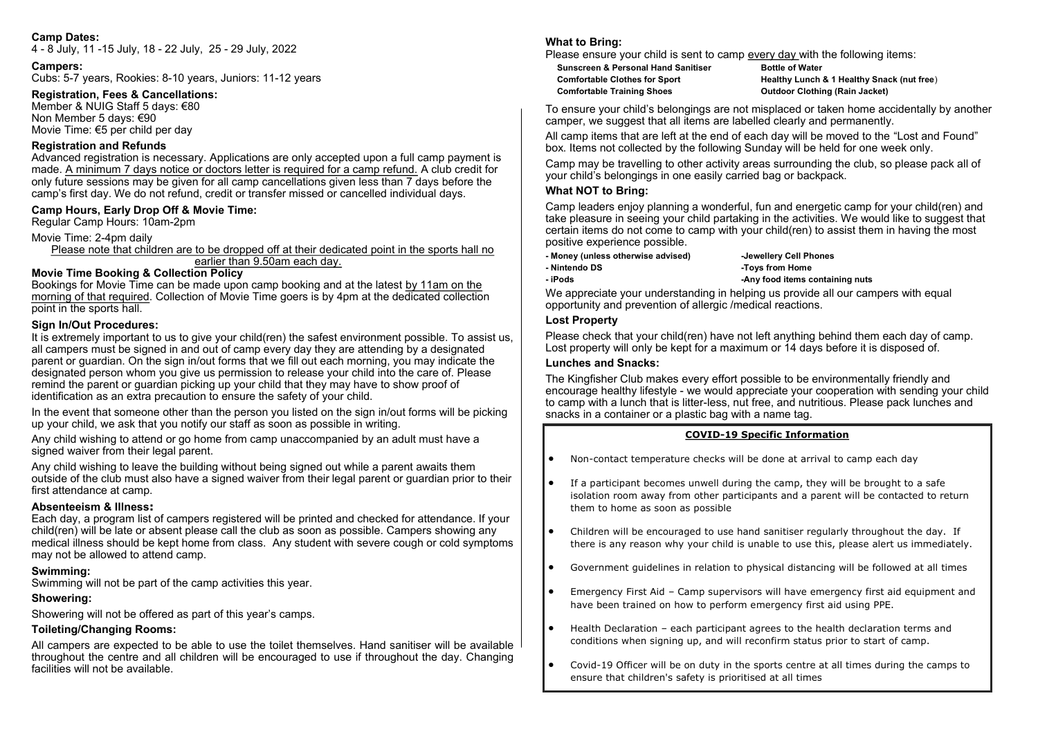**Camp Dates:**

4 - 8 July, 11 -15 July, 18 - 22 July, 25 - 29 July, 2022

**Campers:**

Cubs: 5-7 years, Rookies: 8-10 years, Juniors: 11-12 years

**Registration, Fees & Cancellations:**

Member & NUIG Staff 5 days: €80

Non Member 5 days: €90

Movie Time: €5 per child per day

**Registration and Refunds**

Advanced registration is necessary. Applications are only accepted upon a full camp payment is made. A minimum 7 days notice or doctors letter is required for a camp refund. A club credit for only future sessions may be given for all camp cancellations given less than 7 days before the camp's first day. We do not refund, credit or transfer missed or cancelled individual days.

**Camp Hours, Early Drop Off & Movie Time:**

Regular Camp Hours: 10am-2pm

Movie Time: 2-4pm daily

Please note that children are to be dropped off at their dedicated point in the sports hall no earlier than 9.50am each day.

**Movie Time Booking & Collection Policy**

Bookings for Movie Time can be made upon camp booking and at the latest by 11am on the morning of that required. Collection of Movie Time goers is by 4pm at the dedicated collection point in the sports hall.

**Sign In/Out Procedures:**

It is extremely important to us to give your child(ren) the safest environment possible. To assist us, all campers must be signed in and out of camp every day they are attending by a designated parent or guardian. On the sign in/out forms that we fill out each morning, you may indicate the designated person whom you give us permission to release your child into the care of. Please remind the parent or guardian picking up your child that they may have to show proof of identification as an extra precaution to ensure the safety of your child.

In the event that someone other than the person you listed on the sign in/out forms will be picking up your child, we ask that you notify our staff as soon as possible in writing.

Any child wishing to attend or go home from camp unaccompanied by an adult must have a signed waiver from their legal parent.

Any child wishing to leave the building without being signed out while a parent awaits them outside of the club must also have a signed waiver from their legal parent or guardian prior to their first attendance at camp.

**Absenteeism & Illness:**

Each day, a program list of campers registered will be printed and checked for attendance. If your child(ren) will be late or absent please call the club as soon as possible. Campers showing any medical illness should be kept home from class. Any student with severe cough or cold symptoms may not be allowed to attend camp.

**Swimming:**

Swimming will not be part of the camp activities this year.

**Showering:**

Showering will not be offered as part of this year's camps.

**Toileting/Changing Rooms:**

All campers are expected to be able to use the toilet themselves. Hand sanitiser will be available throughout the centre and all children will be encouraged to use if throughout the day. Changing facilities will not be available.

**What to Bring:**

Please ensure your child is sent to camp every day with the following items:

| | |
|---|---|
| **Sunscreen & Personal Hand Sanitiser** | **Bottle of Water** |
| **Comfortable Clothes for Sport** | **Healthy Lunch & 1 Healthy Snack (nut free)** |
| **Comfortable Training Shoes** | **Outdoor Clothing (Rain Jacket)** |

To ensure your child's belongings are not misplaced or taken home accidentally by another camper, we suggest that all items are labelled clearly and permanently.

All camp items that are left at the end of each day will be moved to the "Lost and Found" box. Items not collected by the following Sunday will be held for one week only.

Camp may be travelling to other activity areas surrounding the club, so please pack all of your child's belongings in one easily carried bag or backpack.

**What NOT to Bring:**

Camp leaders enjoy planning a wonderful, fun and energetic camp for your child(ren) and take pleasure in seeing your child partaking in the activities. We would like to suggest that certain items do not come to camp with your child(ren) to assist them in having the most positive experience possible.

| | |
|---|---|
| **- Money (unless otherwise advised)** | **-Jewellery Cell Phones** |
| **- Nintendo DS** | **-Toys from Home** |
| **- iPods** | **-Any food items containing nuts** |

We appreciate your understanding in helping us provide all our campers with equal opportunity and prevention of allergic /medical reactions.

**Lost Property**

Please check that your child(ren) have not left anything behind them each day of camp. Lost property will only be kept for a maximum or 14 days before it is disposed of.

**Lunches and Snacks:**

The Kingfisher Club makes every effort possible to be environmentally friendly and encourage healthy lifestyle - we would appreciate your cooperation with sending your child to camp with a lunch that is litter-less, nut free, and nutritious. Please pack lunches and snacks in a container or a plastic bag with a name tag.

**COVID-19 Specific Information**

- Non-contact temperature checks will be done at arrival to camp each day
- If a participant becomes unwell during the camp, they will be brought to a safe isolation room away from other participants and a parent will be contacted to return them to home as soon as possible
- Children will be encouraged to use hand sanitiser regularly throughout the day. If there is any reason why your child is unable to use this, please alert us immediately.
- Government guidelines in relation to physical distancing will be followed at all times
- Emergency First Aid – Camp supervisors will have emergency first aid equipment and have been trained on how to perform emergency first aid using PPE.
- Health Declaration – each participant agrees to the health declaration terms and conditions when signing up, and will reconfirm status prior to start of camp.
- Covid-19 Officer will be on duty in the sports centre at all times during the camps to ensure that children's safety is prioritised at all times